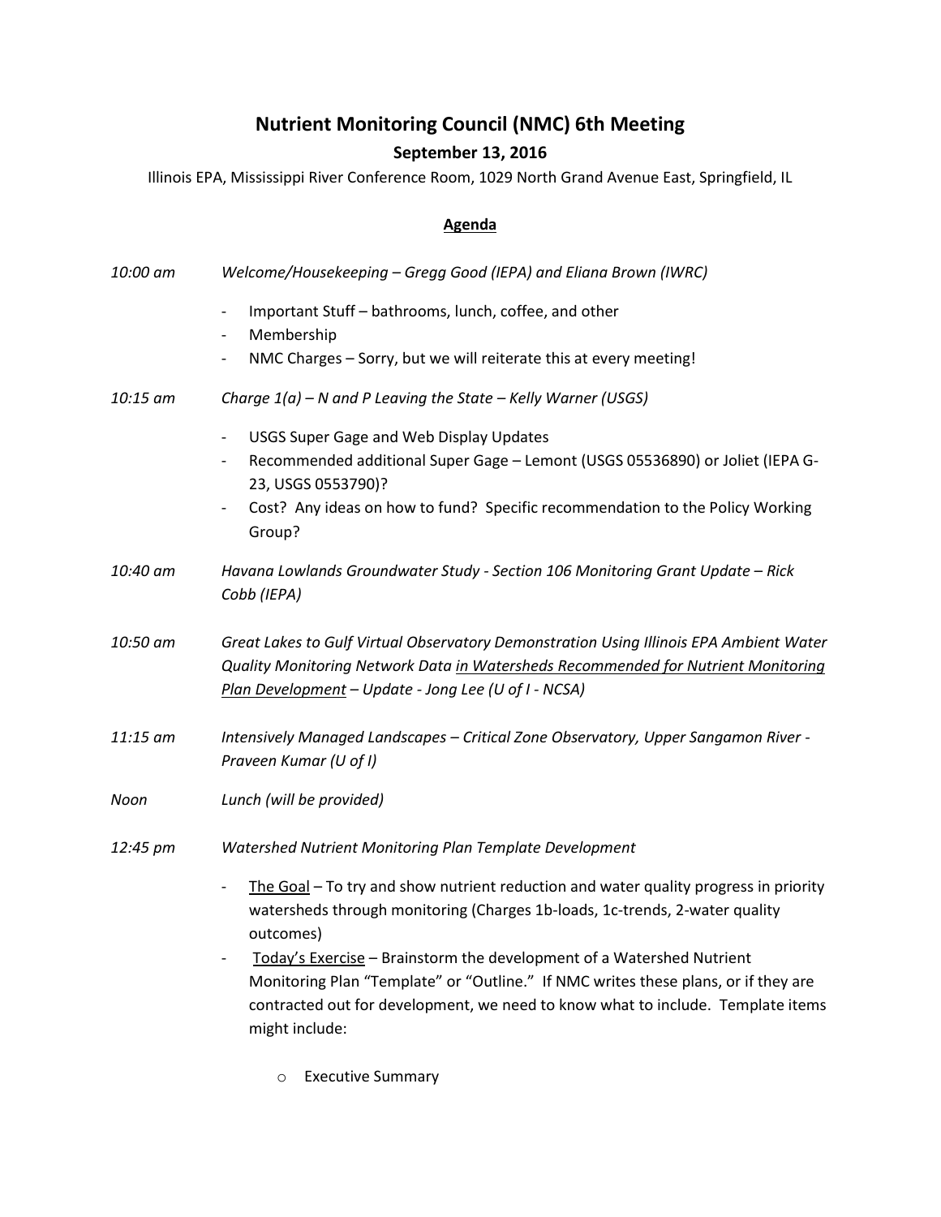# Nutrient Monitoring Council (NMC) 6th Meeting

## September 13, 2016

Illinois EPA, Mississippi River Conference Room, 1029 North Grand Avenue East, Springfield, IL

### Agenda

*10:00 am* *Welcome/Housekeeping – Gregg Good (IEPA) and Eliana Brown (IWRC)*

- Important Stuff – bathrooms, lunch, coffee, and other
- Membership
- NMC Charges – Sorry, but we will reiterate this at every meeting!

*10:15 am* *Charge 1(a) – N and P Leaving the State – Kelly Warner (USGS)*

- USGS Super Gage and Web Display Updates
- Recommended additional Super Gage – Lemont (USGS 05536890) or Joliet (IEPA G-23, USGS 0553790)?
- Cost? Any ideas on how to fund? Specific recommendation to the Policy Working Group?

*10:40 am* *Havana Lowlands Groundwater Study - Section 106 Monitoring Grant Update – Rick Cobb (IEPA)*

*10:50 am* *Great Lakes to Gulf Virtual Observatory Demonstration Using Illinois EPA Ambient Water Quality Monitoring Network Data <u>in Watersheds Recommended for Nutrient Monitoring Plan Development</u> – Update - Jong Lee (U of I - NCSA)*

*11:15 am* *Intensively Managed Landscapes – Critical Zone Observatory, Upper Sangamon River - Praveen Kumar (U of I)*

*Noon* *Lunch (will be provided)*

*12:45 pm* *Watershed Nutrient Monitoring Plan Template Development*

- <u>The Goal</u> – To try and show nutrient reduction and water quality progress in priority watersheds through monitoring (Charges 1b-loads, 1c-trends, 2-water quality outcomes)
- <u>Today's Exercise</u> – Brainstorm the development of a Watershed Nutrient Monitoring Plan "Template" or "Outline." If NMC writes these plans, or if they are contracted out for development, we need to know what to include. Template items might include:
  - Executive Summary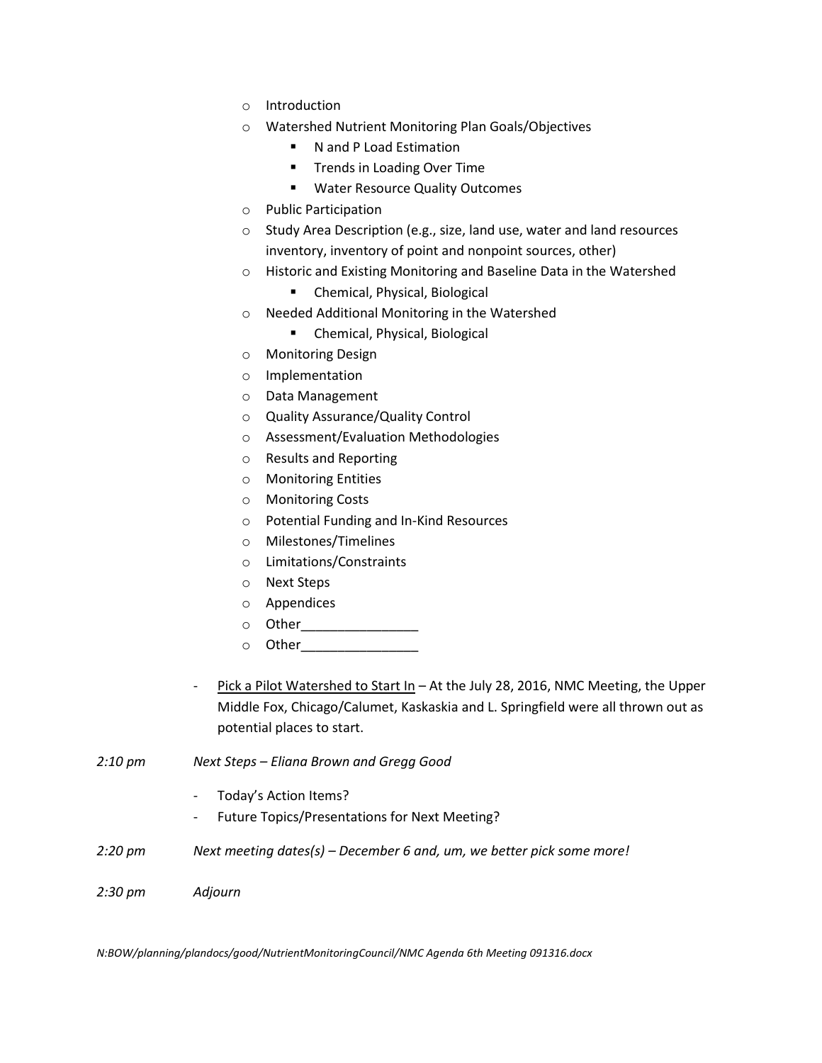- Introduction
- Watershed Nutrient Monitoring Plan Goals/Objectives
  - N and P Load Estimation
  - Trends in Loading Over Time
  - Water Resource Quality Outcomes
- Public Participation
- Study Area Description (e.g., size, land use, water and land resources inventory, inventory of point and nonpoint sources, other)
- Historic and Existing Monitoring and Baseline Data in the Watershed
  - Chemical, Physical, Biological
- Needed Additional Monitoring in the Watershed
  - Chemical, Physical, Biological
- Monitoring Design
- Implementation
- Data Management
- Quality Assurance/Quality Control
- Assessment/Evaluation Methodologies
- Results and Reporting
- Monitoring Entities
- Monitoring Costs
- Potential Funding and In-Kind Resources
- Milestones/Timelines
- Limitations/Constraints
- Next Steps
- Appendices
- Other________________
- Other________________

- Pick a Pilot Watershed to Start In – At the July 28, 2016, NMC Meeting, the Upper Middle Fox, Chicago/Calumet, Kaskaskia and L. Springfield were all thrown out as potential places to start.

*2:10 pm* *Next Steps – Eliana Brown and Gregg Good*

- Today's Action Items?
- Future Topics/Presentations for Next Meeting?

*2:20 pm* *Next meeting dates(s) – December 6 and, um, we better pick some more!*

*2:30 pm* *Adjourn*

*N:BOW/planning/plandocs/good/NutrientMonitoringCouncil/NMC Agenda 6th Meeting 091316.docx*